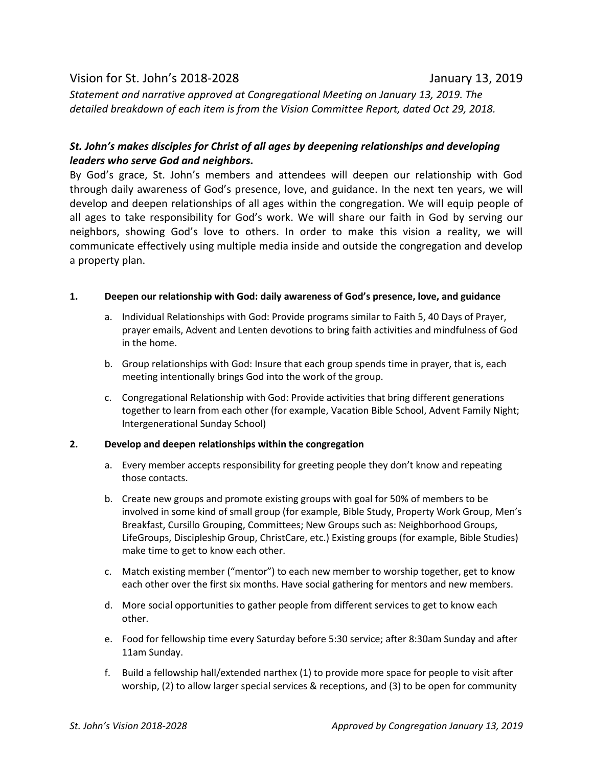# Vision for St. John's 2018-2028 January 13, 2019

*Statement and narrative approved at Congregational Meeting on January 13, 2019. The detailed breakdown of each item is from the Vision Committee Report, dated Oct 29, 2018.*

***St. John's makes disciples for Christ of all ages by deepening relationships and developing leaders who serve God and neighbors.***

By God's grace, St. John's members and attendees will deepen our relationship with God through daily awareness of God's presence, love, and guidance. In the next ten years, we will develop and deepen relationships of all ages within the congregation. We will equip people of all ages to take responsibility for God's work. We will share our faith in God by serving our neighbors, showing God's love to others. In order to make this vision a reality, we will communicate effectively using multiple media inside and outside the congregation and develop a property plan.

**1. Deepen our relationship with God: daily awareness of God's presence, love, and guidance**

a. Individual Relationships with God: Provide programs similar to Faith 5, 40 Days of Prayer, prayer emails, Advent and Lenten devotions to bring faith activities and mindfulness of God in the home.

b. Group relationships with God: Insure that each group spends time in prayer, that is, each meeting intentionally brings God into the work of the group.

c. Congregational Relationship with God: Provide activities that bring different generations together to learn from each other (for example, Vacation Bible School, Advent Family Night; Intergenerational Sunday School)

**2. Develop and deepen relationships within the congregation**

a. Every member accepts responsibility for greeting people they don't know and repeating those contacts.

b. Create new groups and promote existing groups with goal for 50% of members to be involved in some kind of small group (for example, Bible Study, Property Work Group, Men's Breakfast, Cursillo Grouping, Committees; New Groups such as: Neighborhood Groups, LifeGroups, Discipleship Group, ChristCare, etc.) Existing groups (for example, Bible Studies) make time to get to know each other.

c. Match existing member ("mentor") to each new member to worship together, get to know each other over the first six months. Have social gathering for mentors and new members.

d. More social opportunities to gather people from different services to get to know each other.

e. Food for fellowship time every Saturday before 5:30 service; after 8:30am Sunday and after 11am Sunday.

f. Build a fellowship hall/extended narthex (1) to provide more space for people to visit after worship, (2) to allow larger special services & receptions, and (3) to be open for community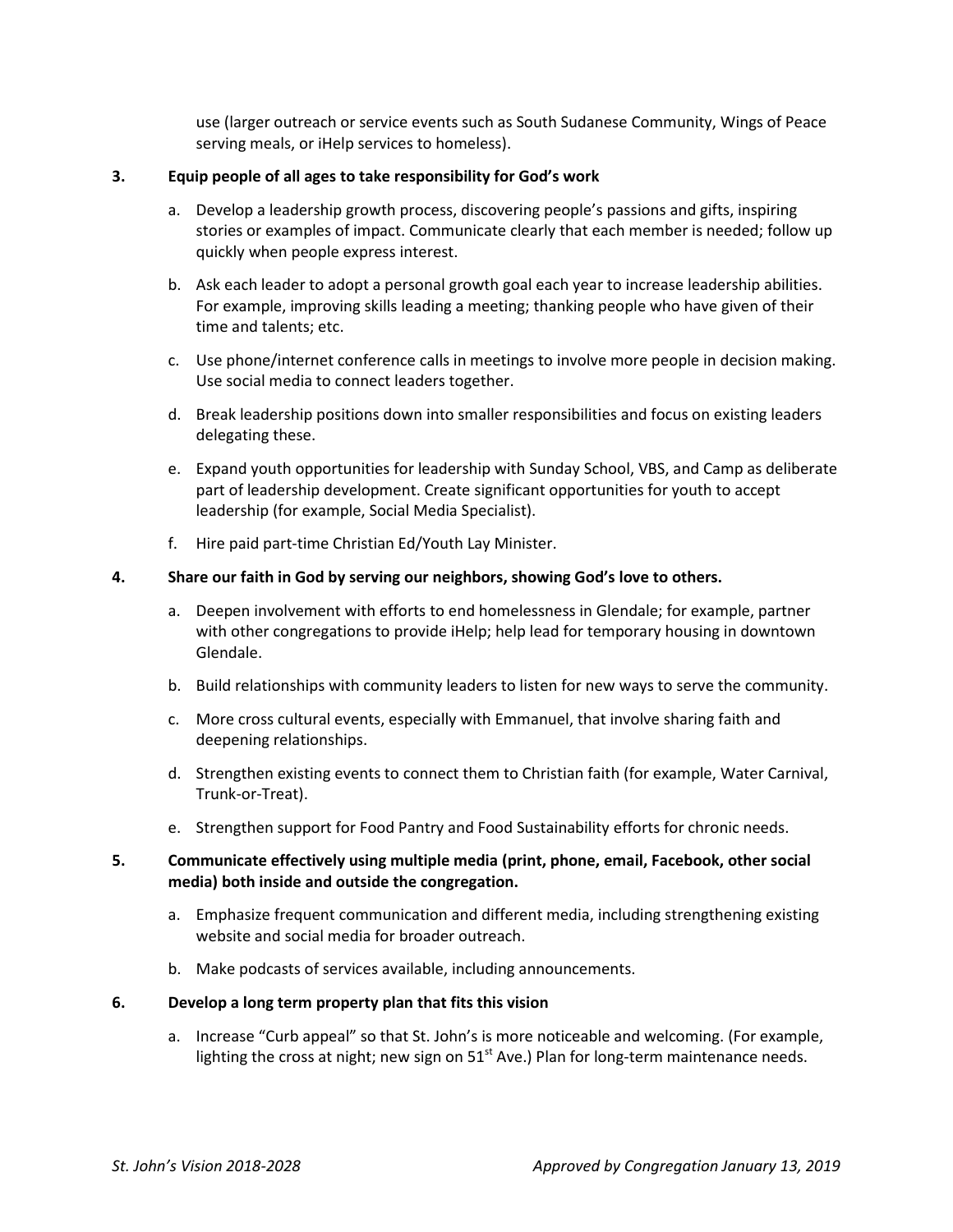use (larger outreach or service events such as South Sudanese Community, Wings of Peace serving meals, or iHelp services to homeless).

**3. Equip people of all ages to take responsibility for God's work**

a. Develop a leadership growth process, discovering people's passions and gifts, inspiring stories or examples of impact. Communicate clearly that each member is needed; follow up quickly when people express interest.

b. Ask each leader to adopt a personal growth goal each year to increase leadership abilities. For example, improving skills leading a meeting; thanking people who have given of their time and talents; etc.

c. Use phone/internet conference calls in meetings to involve more people in decision making. Use social media to connect leaders together.

d. Break leadership positions down into smaller responsibilities and focus on existing leaders delegating these.

e. Expand youth opportunities for leadership with Sunday School, VBS, and Camp as deliberate part of leadership development. Create significant opportunities for youth to accept leadership (for example, Social Media Specialist).

f. Hire paid part-time Christian Ed/Youth Lay Minister.

**4. Share our faith in God by serving our neighbors, showing God's love to others.**

a. Deepen involvement with efforts to end homelessness in Glendale; for example, partner with other congregations to provide iHelp; help lead for temporary housing in downtown Glendale.

b. Build relationships with community leaders to listen for new ways to serve the community.

c. More cross cultural events, especially with Emmanuel, that involve sharing faith and deepening relationships.

d. Strengthen existing events to connect them to Christian faith (for example, Water Carnival, Trunk-or-Treat).

e. Strengthen support for Food Pantry and Food Sustainability efforts for chronic needs.

**5. Communicate effectively using multiple media (print, phone, email, Facebook, other social media) both inside and outside the congregation.**

a. Emphasize frequent communication and different media, including strengthening existing website and social media for broader outreach.

b. Make podcasts of services available, including announcements.

**6. Develop a long term property plan that fits this vision**

a. Increase "Curb appeal" so that St. John's is more noticeable and welcoming. (For example, lighting the cross at night; new sign on 51st Ave.) Plan for long-term maintenance needs.